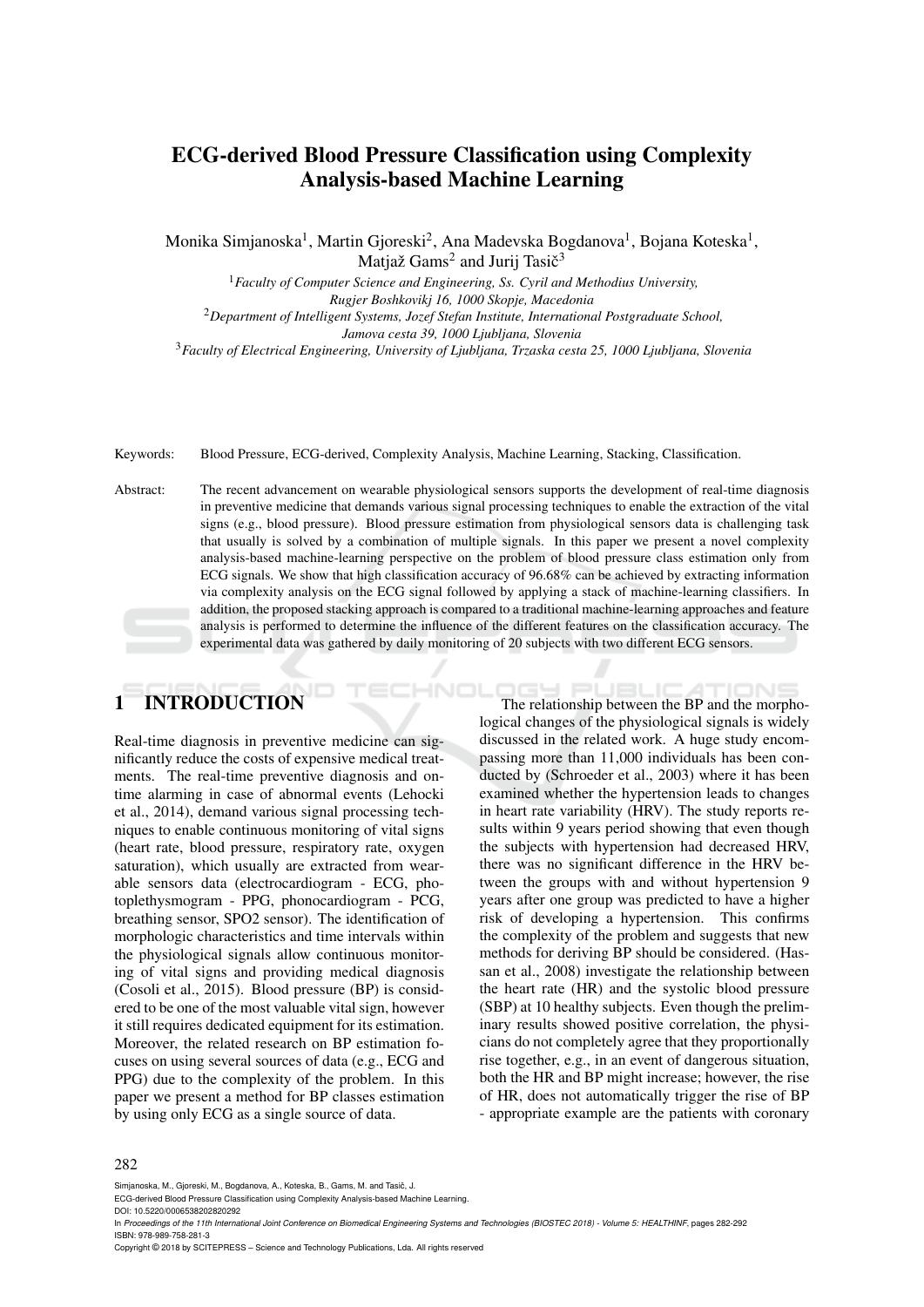# ECG-derived Blood Pressure Classification using Complexity Analysis-based Machine Learning

Monika Simjanoska[1], Martin Gjoreski[2], Ana Madevska Bogdanova[1], Bojana Koteska[1], Matjaž Gams[2] and Jurij Tasič[3]

[1]*Faculty of Computer Science and Engineering, Ss. Cyril and Methodius University, Rugjer Boshkovikj 16, 1000 Skopje, Macedonia*

[2]*Department of Intelligent Systems, Jozef Stefan Institute, International Postgraduate School, Jamova cesta 39, 1000 Ljubljana, Slovenia*

[3]*Faculty of Electrical Engineering, University of Ljubljana, Trzaska cesta 25, 1000 Ljubljana, Slovenia*

Keywords: Blood Pressure, ECG-derived, Complexity Analysis, Machine Learning, Stacking, Classification.

Abstract: The recent advancement on wearable physiological sensors supports the development of real-time diagnosis in preventive medicine that demands various signal processing techniques to enable the extraction of the vital signs (e.g., blood pressure). Blood pressure estimation from physiological sensors data is challenging task that usually is solved by a combination of multiple signals. In this paper we present a novel complexity analysis-based machine-learning perspective on the problem of blood pressure class estimation only from ECG signals. We show that high classification accuracy of 96.68% can be achieved by extracting information via complexity analysis on the ECG signal followed by applying a stack of machine-learning classifiers. In addition, the proposed stacking approach is compared to a traditional machine-learning approaches and feature analysis is performed to determine the influence of the different features on the classification accuracy. The experimental data was gathered by daily monitoring of 20 subjects with two different ECG sensors.

## 1 INTRODUCTION

Real-time diagnosis in preventive medicine can significantly reduce the costs of expensive medical treatments. The real-time preventive diagnosis and on-time alarming in case of abnormal events (Lehocki et al., 2014), demand various signal processing techniques to enable continuous monitoring of vital signs (heart rate, blood pressure, respiratory rate, oxygen saturation), which usually are extracted from wearable sensors data (electrocardiogram - ECG, photoplethysmogram - PPG, phonocardiogram - PCG, breathing sensor, SPO2 sensor). The identification of morphologic characteristics and time intervals within the physiological signals allow continuous monitoring of vital signs and providing medical diagnosis (Cosoli et al., 2015). Blood pressure (BP) is considered to be one of the most valuable vital sign, however it still requires dedicated equipment for its estimation. Moreover, the related research on BP estimation focuses on using several sources of data (e.g., ECG and PPG) due to the complexity of the problem. In this paper we present a method for BP classes estimation by using only ECG as a single source of data.

The relationship between the BP and the morphological changes of the physiological signals is widely discussed in the related work. A huge study encompassing more than 11,000 individuals has been conducted by (Schroeder et al., 2003) where it has been examined whether the hypertension leads to changes in heart rate variability (HRV). The study reports results within 9 years period showing that even though the subjects with hypertension had decreased HRV, there was no significant difference in the HRV between the groups with and without hypertension 9 years after one group was predicted to have a higher risk of developing a hypertension. This confirms the complexity of the problem and suggests that new methods for deriving BP should be considered. (Hassan et al., 2008) investigate the relationship between the heart rate (HR) and the systolic blood pressure (SBP) at 10 healthy subjects. Even though the preliminary results showed positive correlation, the physicians do not completely agree that they proportionally rise together, e.g., in an event of dangerous situation, both the HR and BP might increase; however, the rise of HR, does not automatically trigger the rise of BP - appropriate example are the patients with coronary

Simjanoska, M., Gjoreski, M., Bogdanova, A., Koteska, B., Gams, M. and Tasič, J.
ECG-derived Blood Pressure Classification using Complexity Analysis-based Machine Learning.
DOI: 10.5220/0006538202820292
In *Proceedings of the 11th International Joint Conference on Biomedical Engineering Systems and Technologies (BIOSTEC 2018) - Volume 5: HEALTHINF*, pages 282-292
ISBN: 978-989-758-281-3
Copyright © 2018 by SCITEPRESS – Science and Technology Publications, Lda. All rights reserved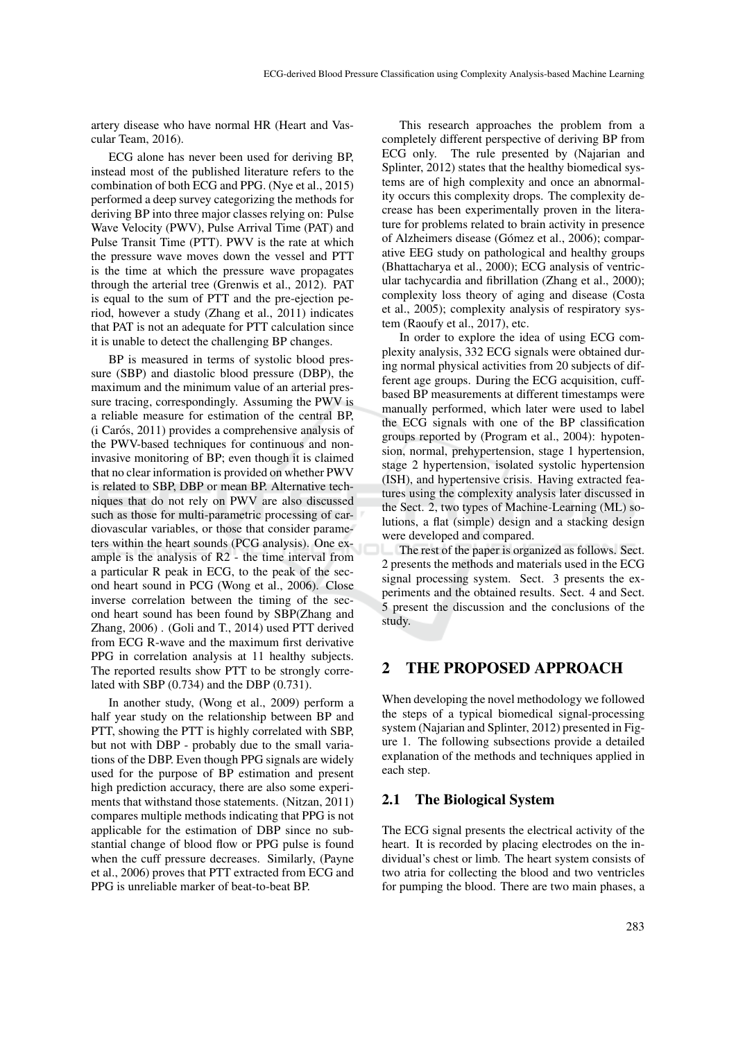artery disease who have normal HR (Heart and Vascular Team, 2016).

ECG alone has never been used for deriving BP, instead most of the published literature refers to the combination of both ECG and PPG. (Nye et al., 2015) performed a deep survey categorizing the methods for deriving BP into three major classes relying on: Pulse Wave Velocity (PWV), Pulse Arrival Time (PAT) and Pulse Transit Time (PTT). PWV is the rate at which the pressure wave moves down the vessel and PTT is the time at which the pressure wave propagates through the arterial tree (Grenwis et al., 2012). PAT is equal to the sum of PTT and the pre-ejection period, however a study (Zhang et al., 2011) indicates that PAT is not an adequate for PTT calculation since it is unable to detect the challenging BP changes.

BP is measured in terms of systolic blood pressure (SBP) and diastolic blood pressure (DBP), the maximum and the minimum value of an arterial pressure tracing, correspondingly. Assuming the PWV is a reliable measure for estimation of the central BP, (i Carós, 2011) provides a comprehensive analysis of the PWV-based techniques for continuous and non-invasive monitoring of BP; even though it is claimed that no clear information is provided on whether PWV is related to SBP, DBP or mean BP. Alternative techniques that do not rely on PWV are also discussed such as those for multi-parametric processing of cardiovascular variables, or those that consider parameters within the heart sounds (PCG analysis). One example is the analysis of R2 - the time interval from a particular R peak in ECG, to the peak of the second heart sound in PCG (Wong et al., 2006). Close inverse correlation between the timing of the second heart sound has been found by SBP(Zhang and Zhang, 2006) . (Goli and T., 2014) used PTT derived from ECG R-wave and the maximum first derivative PPG in correlation analysis at 11 healthy subjects. The reported results show PTT to be strongly correlated with SBP (0.734) and the DBP (0.731).

In another study, (Wong et al., 2009) perform a half year study on the relationship between BP and PTT, showing the PTT is highly correlated with SBP, but not with DBP - probably due to the small variations of the DBP. Even though PPG signals are widely used for the purpose of BP estimation and present high prediction accuracy, there are also some experiments that withstand those statements. (Nitzan, 2011) compares multiple methods indicating that PPG is not applicable for the estimation of DBP since no substantial change of blood flow or PPG pulse is found when the cuff pressure decreases. Similarly, (Payne et al., 2006) proves that PTT extracted from ECG and PPG is unreliable marker of beat-to-beat BP.

This research approaches the problem from a completely different perspective of deriving BP from ECG only. The rule presented by (Najarian and Splinter, 2012) states that the healthy biomedical systems are of high complexity and once an abnormality occurs this complexity drops. The complexity decrease has been experimentally proven in the literature for problems related to brain activity in presence of Alzheimers disease (Gómez et al., 2006); comparative EEG study on pathological and healthy groups (Bhattacharya et al., 2000); ECG analysis of ventricular tachycardia and fibrillation (Zhang et al., 2000); complexity loss theory of aging and disease (Costa et al., 2005); complexity analysis of respiratory system (Raoufy et al., 2017), etc.

In order to explore the idea of using ECG complexity analysis, 332 ECG signals were obtained during normal physical activities from 20 subjects of different age groups. During the ECG acquisition, cuff-based BP measurements at different timestamps were manually performed, which later were used to label the ECG signals with one of the BP classification groups reported by (Program et al., 2004): hypotension, normal, prehypertension, stage 1 hypertension, stage 2 hypertension, isolated systolic hypertension (ISH), and hypertensive crisis. Having extracted features using the complexity analysis later discussed in the Sect. 2, two types of Machine-Learning (ML) solutions, a flat (simple) design and a stacking design were developed and compared.

The rest of the paper is organized as follows. Sect. 2 presents the methods and materials used in the ECG signal processing system. Sect. 3 presents the experiments and the obtained results. Sect. 4 and Sect. 5 present the discussion and the conclusions of the study.

## 2 THE PROPOSED APPROACH

When developing the novel methodology we followed the steps of a typical biomedical signal-processing system (Najarian and Splinter, 2012) presented in Figure 1. The following subsections provide a detailed explanation of the methods and techniques applied in each step.

### 2.1 The Biological System

The ECG signal presents the electrical activity of the heart. It is recorded by placing electrodes on the individual's chest or limb. The heart system consists of two atria for collecting the blood and two ventricles for pumping the blood. There are two main phases, a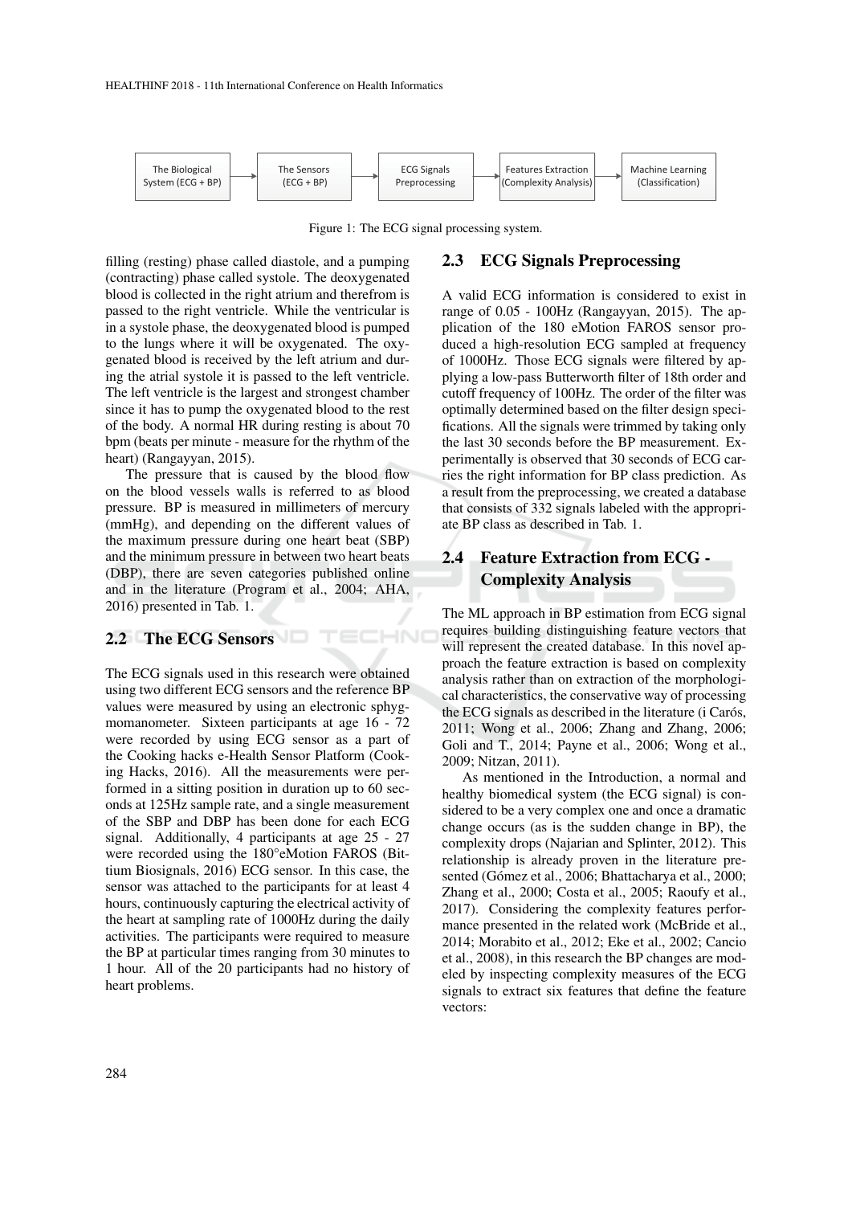The Biological System (ECG + BP) → The Sensors (ECG + BP) → ECG Signals Preprocessing → Features Extraction (Complexity Analysis) → Machine Learning (Classification)

Figure 1: The ECG signal processing system.

filling (resting) phase called diastole, and a pumping (contracting) phase called systole. The deoxygenated blood is collected in the right atrium and therefrom is passed to the right ventricle. While the ventricular is in a systole phase, the deoxygenated blood is pumped to the lungs where it will be oxygenated. The oxygenated blood is received by the left atrium and during the atrial systole it is passed to the left ventricle. The left ventricle is the largest and strongest chamber since it has to pump the oxygenated blood to the rest of the body. A normal HR during resting is about 70 bpm (beats per minute - measure for the rhythm of the heart) (Rangayyan, 2015).

The pressure that is caused by the blood flow on the blood vessels walls is referred to as blood pressure. BP is measured in millimeters of mercury (mmHg), and depending on the different values of the maximum pressure during one heart beat (SBP) and the minimum pressure in between two heart beats (DBP), there are seven categories published online and in the literature (Program et al., 2004; AHA, 2016) presented in Tab. 1.

## 2.2 The ECG Sensors

The ECG signals used in this research were obtained using two different ECG sensors and the reference BP values were measured by using an electronic sphygmomanometer. Sixteen participants at age 16 - 72 were recorded by using ECG sensor as a part of the Cooking hacks e-Health Sensor Platform (Cooking Hacks, 2016). All the measurements were performed in a sitting position in duration up to 60 seconds at 125Hz sample rate, and a single measurement of the SBP and DBP has been done for each ECG signal. Additionally, 4 participants at age 25 - 27 were recorded using the 180°eMotion FAROS (Bittium Biosignals, 2016) ECG sensor. In this case, the sensor was attached to the participants for at least 4 hours, continuously capturing the electrical activity of the heart at sampling rate of 1000Hz during the daily activities. The participants were required to measure the BP at particular times ranging from 30 minutes to 1 hour. All of the 20 participants had no history of heart problems.

## 2.3 ECG Signals Preprocessing

A valid ECG information is considered to exist in range of 0.05 - 100Hz (Rangayyan, 2015). The application of the 180 eMotion FAROS sensor produced a high-resolution ECG sampled at frequency of 1000Hz. Those ECG signals were filtered by applying a low-pass Butterworth filter of 18th order and cutoff frequency of 100Hz. The order of the filter was optimally determined based on the filter design specifications. All the signals were trimmed by taking only the last 30 seconds before the BP measurement. Experimentally is observed that 30 seconds of ECG carries the right information for BP class prediction. As a result from the preprocessing, we created a database that consists of 332 signals labeled with the appropriate BP class as described in Tab. 1.

## 2.4 Feature Extraction from ECG - Complexity Analysis

The ML approach in BP estimation from ECG signal requires building distinguishing feature vectors that will represent the created database. In this novel approach the feature extraction is based on complexity analysis rather than on extraction of the morphological characteristics, the conservative way of processing the ECG signals as described in the literature (i Carós, 2011; Wong et al., 2006; Zhang and Zhang, 2006; Goli and T., 2014; Payne et al., 2006; Wong et al., 2009; Nitzan, 2011).

As mentioned in the Introduction, a normal and healthy biomedical system (the ECG signal) is considered to be a very complex one and once a dramatic change occurs (as is the sudden change in BP), the complexity drops (Najarian and Splinter, 2012). This relationship is already proven in the literature presented (Gómez et al., 2006; Bhattacharya et al., 2000; Zhang et al., 2000; Costa et al., 2005; Raoufy et al., 2017). Considering the complexity features performance presented in the related work (McBride et al., 2014; Morabito et al., 2012; Eke et al., 2002; Cancio et al., 2008), in this research the BP changes are modeled by inspecting complexity measures of the ECG signals to extract six features that define the feature vectors: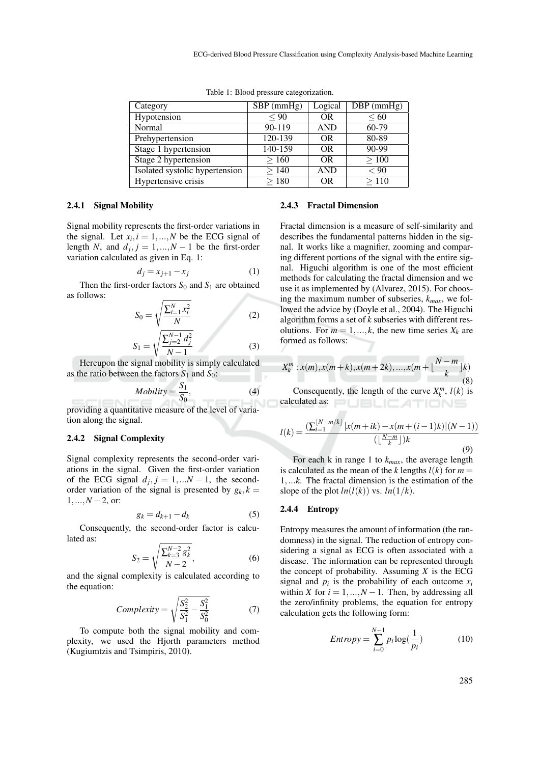Table 1: Blood pressure categorization.

| Category | SBP (mmHg) | Logical | DBP (mmHg) |
|---|---|---|---|
| Hypotension | $\leq 90$ | OR | $\leq 60$ |
| Normal | 90-119 | AND | 60-79 |
| Prehypertension | 120-139 | OR | 80-89 |
| Stage 1 hypertension | 140-159 | OR | 90-99 |
| Stage 2 hypertension | $\geq 160$ | OR | $\geq 100$ |
| Isolated systolic hypertension | $\geq 140$ | AND | $< 90$ |
| Hypertensive crisis | $\geq 180$ | OR | $\geq 110$ |

### 2.4.1 Signal Mobility

Signal mobility represents the first-order variations in the signal. Let $x_i, i = 1, ..., N$ be the ECG signal of length $N$, and $d_j, j = 1, ..., N-1$ be the first-order variation calculated as given in Eq. 1:

$$d_j = x_{j+1} - x_j \tag{1}$$

Then the first-order factors $S_0$ and $S_1$ are obtained as follows:

$$S_0 = \sqrt{\frac{\sum_{i=1}^{N} x_i^2}{N}} \tag{2}$$

$$S_1 = \sqrt{\frac{\sum_{j=2}^{N-1} d_j^2}{N-1}} \tag{3}$$

Hereupon the signal mobility is simply calculated as the ratio between the factors $S_1$ and $S_0$:

$$Mobility = \frac{S_1}{S_0}, \tag{4}$$

providing a quantitative measure of the level of variation along the signal.

### 2.4.2 Signal Complexity

Signal complexity represents the second-order variations in the signal. Given the first-order variation of the ECG signal $d_j, j = 1, ...N-1$, the second-order variation of the signal is presented by $g_k, k = 1, ..., N-2$, or:

$$g_k = d_{k+1} - d_k \tag{5}$$

Consequently, the second-order factor is calculated as:

$$S_2 = \sqrt{\frac{\sum_{k=3}^{N-2} g_k^2}{N-2}}, \tag{6}$$

and the signal complexity is calculated according to the equation:

$$Complexity = \sqrt{\frac{S_2^2}{S_1^2} - \frac{S_1^2}{S_0^2}} \tag{7}$$

To compute both the signal mobility and complexity, we used the Hjorth parameters method (Kugiumtzis and Tsimpiris, 2010).

### 2.4.3 Fractal Dimension

Fractal dimension is a measure of self-similarity and describes the fundamental patterns hidden in the signal. It works like a magnifier, zooming and comparing different portions of the signal with the entire signal. Higuchi algorithm is one of the most efficient methods for calculating the fractal dimension and we use it as implemented by (Alvarez, 2015). For choosing the maximum number of subseries, $k_{max}$, we followed the advice by (Doyle et al., 2004). The Higuchi algorithm forms a set of $k$ subseries with different resolutions. For $m = 1, ..., k$, the new time series $X_k$ are formed as follows:

$$X_k^m : x(m), x(m+k), x(m+2k), ..., x(m + \lfloor \frac{N-m}{k} \rfloor k) \tag{8}$$

Consequently, the length of the curve $X_k^m$, $l(k)$ is calculated as:

$$l(k) = \frac{(\sum_{i=1}^{\lfloor N-m/k \rfloor} |x(m+ik) - x(m+(i-1)k)|(N-1))}{(\lfloor \frac{N-m}{k} \rfloor)k} \tag{9}$$

For each k in range 1 to $k_{max}$, the average length is calculated as the mean of the $k$ lengths $l(k)$ for $m = 1, ...k$. The fractal dimension is the estimation of the slope of the plot $ln(l(k))$ vs. $ln(1/k)$.

### 2.4.4 Entropy

Entropy measures the amount of information (the randomness) in the signal. The reduction of entropy considering a signal as ECG is often associated with a disease. The information can be represented through the concept of probability. Assuming $X$ is the ECG signal and $p_i$ is the probability of each outcome $x_i$ within $X$ for $i = 1, ..., N-1$. Then, by addressing all the zero/infinity problems, the equation for entropy calculation gets the following form:

$$Entropy = \sum_{i=0}^{N-1} p_i \log(\frac{1}{p_i}) \tag{10}$$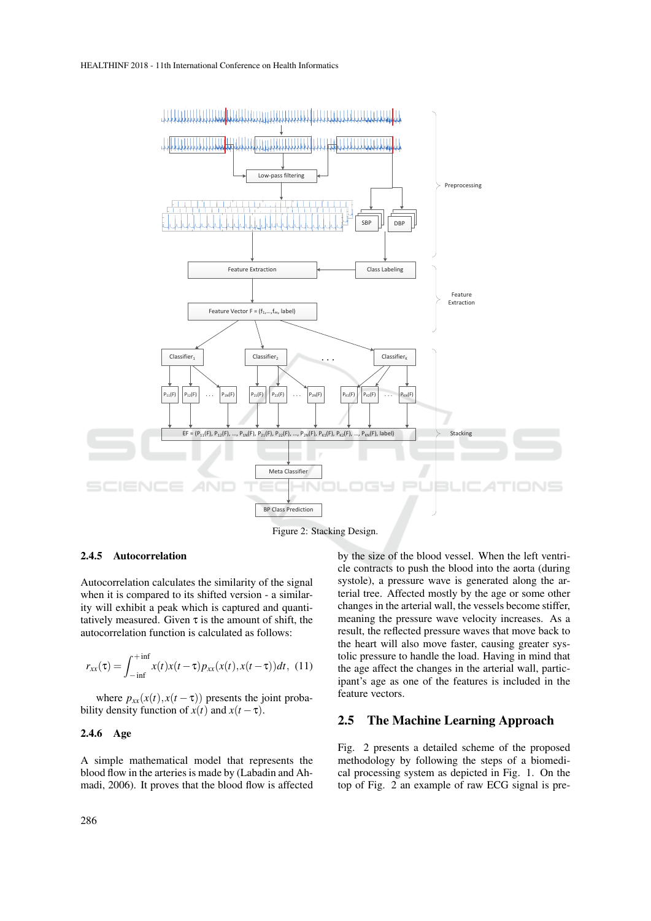Figure 2: Stacking Design.

#### 2.4.5 Autocorrelation

Autocorrelation calculates the similarity of the signal when it is compared to its shifted version - a similarity will exhibit a peak which is captured and quantitatively measured. Given $\tau$ is the amount of shift, the autocorrelation function is calculated as follows:

$$r_{xx}(\tau) = \int_{-\inf}^{+\inf} x(t)x(t-\tau)p_{xx}(x(t), x(t-\tau))dt, \quad (11)$$

where $p_{xx}(x(t), x(t-\tau))$ presents the joint probability density function of $x(t)$ and $x(t-\tau)$.

#### 2.4.6 Age

A simple mathematical model that represents the blood flow in the arteries is made by (Labadin and Ahmadi, 2006). It proves that the blood flow is affected by the size of the blood vessel. When the left ventricle contracts to push the blood into the aorta (during systole), a pressure wave is generated along the arterial tree. Affected mostly by the age or some other changes in the arterial wall, the vessels become stiffer, meaning the pressure wave velocity increases. As a result, the reflected pressure waves that move back to the heart will also move faster, causing greater systolic pressure to handle the load. Having in mind that the age affect the changes in the arterial wall, participant's age as one of the features is included in the feature vectors.

## 2.5 The Machine Learning Approach

Fig. 2 presents a detailed scheme of the proposed methodology by following the steps of a biomedical processing system as depicted in Fig. 1. On the top of Fig. 2 an example of raw ECG signal is pre-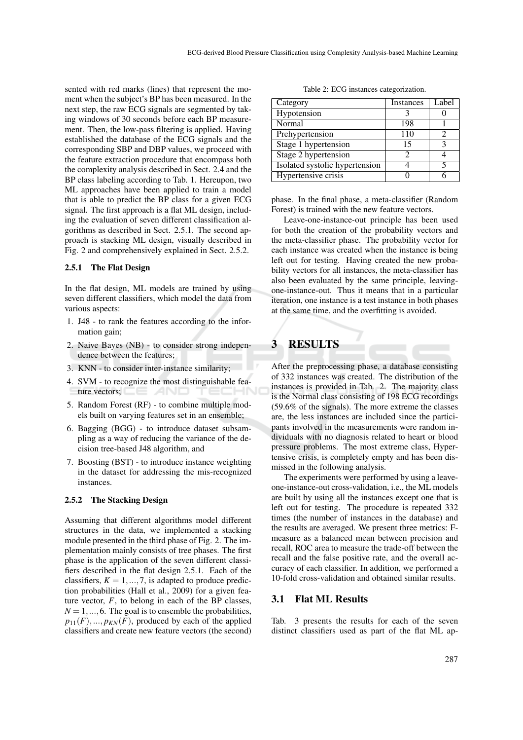sented with red marks (lines) that represent the moment when the subject's BP has been measured. In the next step, the raw ECG signals are segmented by taking windows of 30 seconds before each BP measurement. Then, the low-pass filtering is applied. Having established the database of the ECG signals and the corresponding SBP and DBP values, we proceed with the feature extraction procedure that encompass both the complexity analysis described in Sect. 2.4 and the BP class labeling according to Tab. 1. Hereupon, two ML approaches have been applied to train a model that is able to predict the BP class for a given ECG signal. The first approach is a flat ML design, including the evaluation of seven different classification algorithms as described in Sect. 2.5.1. The second approach is stacking ML design, visually described in Fig. 2 and comprehensively explained in Sect. 2.5.2.

#### 2.5.1 The Flat Design

In the flat design, ML models are trained by using seven different classifiers, which model the data from various aspects:

1. J48 - to rank the features according to the information gain;
2. Naive Bayes (NB) - to consider strong independence between the features;
3. KNN - to consider inter-instance similarity;
4. SVM - to recognize the most distinguishable feature vectors;
5. Random Forest (RF) - to combine multiple models built on varying features set in an ensemble;
6. Bagging (BGG) - to introduce dataset subsampling as a way of reducing the variance of the decision tree-based J48 algorithm, and
7. Boosting (BST) - to introduce instance weighting in the dataset for addressing the mis-recognized instances.

#### 2.5.2 The Stacking Design

Assuming that different algorithms model different structures in the data, we implemented a stacking module presented in the third phase of Fig. 2. The implementation mainly consists of tree phases. The first phase is the application of the seven different classifiers described in the flat design 2.5.1. Each of the classifiers, $K = 1, ..., 7$, is adapted to produce prediction probabilities (Hall et al., 2009) for a given feature vector, $F$, to belong in each of the BP classes, $N = 1, ..., 6$. The goal is to ensemble the probabilities, $p_{11}(F), ..., p_{KN}(F)$, produced by each of the applied classifiers and create new feature vectors (the second) phase. In the final phase, a meta-classifier (Random Forest) is trained with the new feature vectors.

Leave-one-instance-out principle has been used for both the creation of the probability vectors and the meta-classifier phase. The probability vector for each instance was created when the instance is being left out for testing. Having created the new probability vectors for all instances, the meta-classifier has also been evaluated by the same principle, leaving-one-instance-out. Thus it means that in a particular iteration, one instance is a test instance in both phases at the same time, and the overfitting is avoided.

Table 2: ECG instances categorization.

| Category | Instances | Label |
|---|---|---|
| Hypotension | 3 | 0 |
| Normal | 198 | 1 |
| Prehypertension | 110 | 2 |
| Stage 1 hypertension | 15 | 3 |
| Stage 2 hypertension | 2 | 4 |
| Isolated systolic hypertension | 4 | 5 |
| Hypertensive crisis | 0 | 6 |

## 3 RESULTS

After the preprocessing phase, a database consisting of 332 instances was created. The distribution of the instances is provided in Tab. 2. The majority class is the Normal class consisting of 198 ECG recordings (59.6% of the signals). The more extreme the classes are, the less instances are included since the participants involved in the measurements were random individuals with no diagnosis related to heart or blood pressure problems. The most extreme class, Hypertensive crisis, is completely empty and has been dismissed in the following analysis.

The experiments were performed by using a leave-one-instance-out cross-validation, i.e., the ML models are built by using all the instances except one that is left out for testing. The procedure is repeated 332 times (the number of instances in the database) and the results are averaged. We present three metrics: F-measure as a balanced mean between precision and recall, ROC area to measure the trade-off between the recall and the false positive rate, and the overall accuracy of each classifier. In addition, we performed a 10-fold cross-validation and obtained similar results.

### 3.1 Flat ML Results

Tab. 3 presents the results for each of the seven distinct classifiers used as part of the flat ML ap-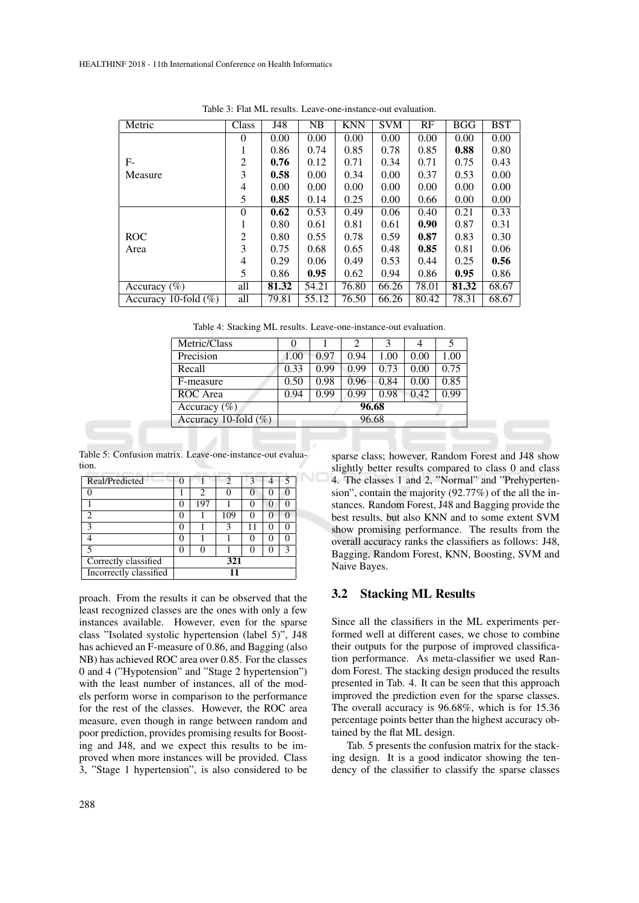Table 3: Flat ML results. Leave-one-instance-out evaluation.

| Metric | Class | J48 | NB | KNN | SVM | RF | BGG | BST |
|---|---|---|---|---|---|---|---|---|
| F-Measure | 0 | 0.00 | 0.00 | 0.00 | 0.00 | 0.00 | 0.00 | 0.00 |
| | 1 | 0.86 | 0.74 | 0.85 | 0.78 | 0.85 | **0.88** | 0.80 |
| | 2 | **0.76** | 0.12 | 0.71 | 0.34 | 0.71 | 0.75 | 0.43 |
| | 3 | **0.58** | 0.00 | 0.34 | 0.00 | 0.37 | 0.53 | 0.00 |
| | 4 | 0.00 | 0.00 | 0.00 | 0.00 | 0.00 | 0.00 | 0.00 |
| | 5 | **0.85** | 0.14 | 0.25 | 0.00 | 0.66 | 0.00 | 0.00 |
| ROC Area | 0 | **0.62** | 0.53 | 0.49 | 0.06 | 0.40 | 0.21 | 0.33 |
| | 1 | 0.80 | 0.61 | 0.81 | 0.61 | **0.90** | 0.87 | 0.31 |
| | 2 | 0.80 | 0.55 | 0.78 | 0.59 | **0.87** | 0.83 | 0.30 |
| | 3 | 0.75 | 0.68 | 0.65 | 0.48 | **0.85** | 0.81 | 0.06 |
| | 4 | 0.29 | 0.06 | 0.49 | 0.53 | 0.44 | 0.25 | **0.56** |
| | 5 | 0.86 | **0.95** | 0.62 | 0.94 | 0.86 | **0.95** | 0.86 |
| Accuracy (%) | all | **81.32** | 54.21 | 76.80 | 66.26 | 78.01 | **81.32** | 68.67 |
| Accuracy 10-fold (%) | all | 79.81 | 55.12 | 76.50 | 66.26 | 80.42 | 78.31 | 68.67 |

Table 4: Stacking ML results. Leave-one-instance-out evaluation.

| Metric/Class | 0 | 1 | 2 | 3 | 4 | 5 |
|---|---|---|---|---|---|---|
| Precision | 1.00 | 0.97 | 0.94 | 1.00 | 0.00 | 1.00 |
| Recall | 0.33 | 0.99 | 0.99 | 0.73 | 0.00 | 0.75 |
| F-measure | 0.50 | 0.98 | 0.96 | 0.84 | 0.00 | 0.85 |
| ROC Area | 0.94 | 0.99 | 0.99 | 0.98 | 0.42 | 0.99 |
| Accuracy (%) | **96.68** | | | | | |
| Accuracy 10-fold (%) | 96.68 | | | | | |

Table 5: Confusion matrix. Leave-one-instance-out evaluation.

| Real/Predicted | 0 | 1 | 2 | 3 | 4 | 5 |
|---|---|---|---|---|---|---|
| 0 | 1 | 2 | 0 | 0 | 0 | 0 |
| 1 | 0 | 197 | 1 | 0 | 0 | 0 |
| 2 | 0 | 1 | 109 | 0 | 0 | 0 |
| 3 | 0 | 1 | 3 | 11 | 0 | 0 |
| 4 | 0 | 1 | 1 | 0 | 0 | 0 |
| 5 | 0 | 0 | 1 | 0 | 0 | 3 |
| Correctly classified | **321** | | | | | |
| Incorrectly classified | **11** | | | | | |

proach. From the results it can be observed that the least recognized classes are the ones with only a few instances available. However, even for the sparse class "Isolated systolic hypertension (label 5)", J48 has achieved an F-measure of 0.86, and Bagging (also NB) has achieved ROC area over 0.85. For the classes 0 and 4 ("Hypotension" and "Stage 2 hypertension") with the least number of instances, all of the models perform worse in comparison to the performance for the rest of the classes. However, the ROC area measure, even though in range between random and poor prediction, provides promising results for Boosting and J48, and we expect this results to be improved when more instances will be provided. Class 3, "Stage 1 hypertension", is also considered to be sparse class; however, Random Forest and J48 show slightly better results compared to class 0 and class 4. The classes 1 and 2, "Normal" and "Prehypertension", contain the majority (92.77%) of the all the instances. Random Forest, J48 and Bagging provide the best results, but also KNN and to some extent SVM show promising performance. The results from the overall accuracy ranks the classifiers as follows: J48, Bagging, Random Forest, KNN, Boosting, SVM and Naive Bayes.

### 3.2 Stacking ML Results

Since all the classifiers in the ML experiments performed well at different cases, we chose to combine their outputs for the purpose of improved classification performance. As meta-classifier we used Random Forest. The stacking design produced the results presented in Tab. 4. It can be seen that this approach improved the prediction even for the sparse classes. The overall accuracy is 96.68%, which is for 15.36 percentage points better than the highest accuracy obtained by the flat ML design.

Tab. 5 presents the confusion matrix for the stacking design. It is a good indicator showing the tendency of the classifier to classify the sparse classes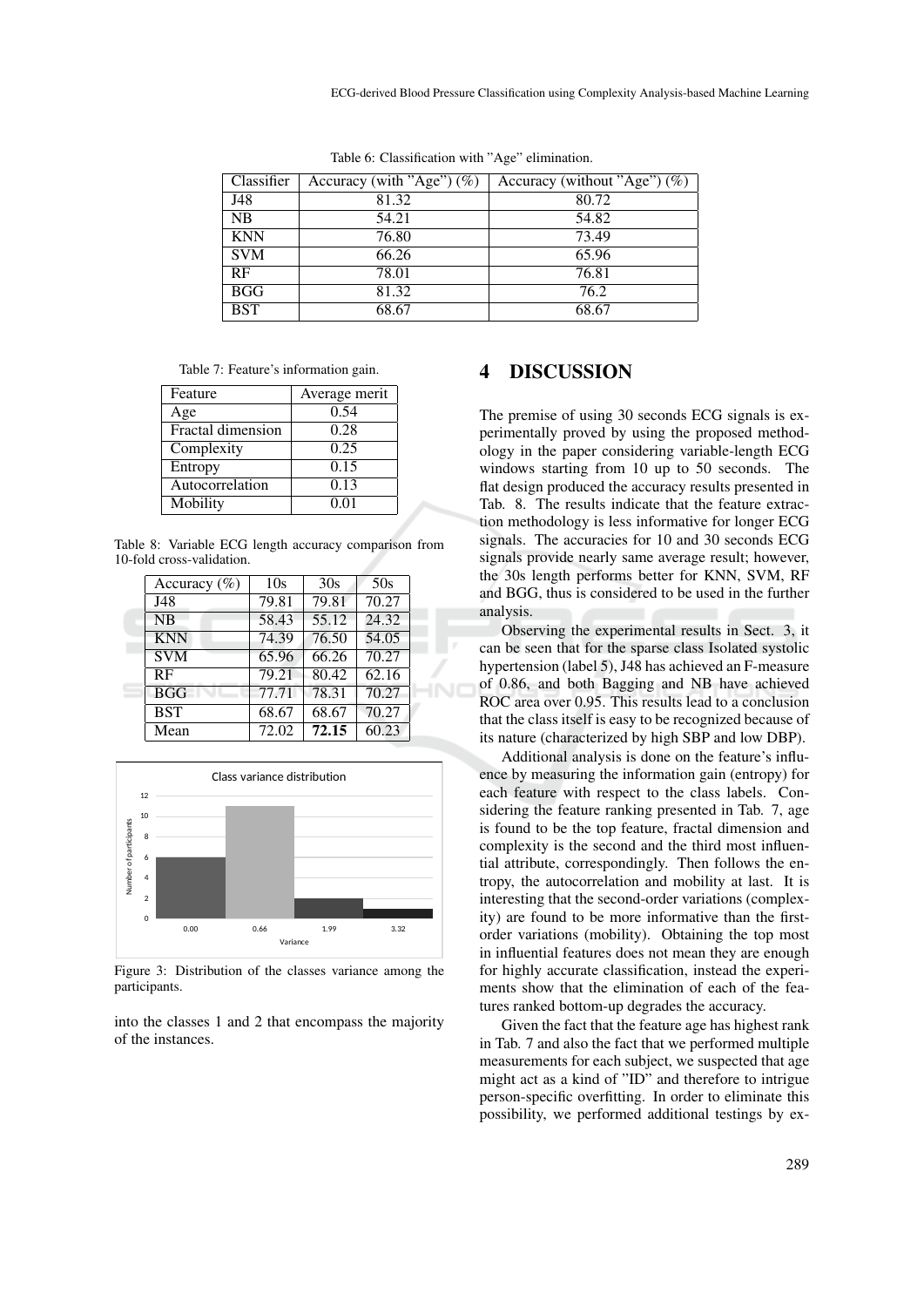Table 6: Classification with "Age" elimination.

| Classifier | Accuracy (with "Age") (%) | Accuracy (without "Age") (%) |
|---|---|---|
| J48 | 81.32 | 80.72 |
| NB | 54.21 | 54.82 |
| KNN | 76.80 | 73.49 |
| SVM | 66.26 | 65.96 |
| RF | 78.01 | 76.81 |
| BGG | 81.32 | 76.2 |
| BST | 68.67 | 68.67 |

Table 7: Feature's information gain.

| Feature | Average merit |
|---|---|
| Age | 0.54 |
| Fractal dimension | 0.28 |
| Complexity | 0.25 |
| Entropy | 0.15 |
| Autocorrelation | 0.13 |
| Mobility | 0.01 |

Table 8: Variable ECG length accuracy comparison from 10-fold cross-validation.

| Accuracy (%) | 10s | 30s | 50s |
|---|---|---|---|
| J48 | 79.81 | 79.81 | 70.27 |
| NB | 58.43 | 55.12 | 24.32 |
| KNN | 74.39 | 76.50 | 54.05 |
| SVM | 65.96 | 66.26 | 70.27 |
| RF | 79.21 | 80.42 | 62.16 |
| BGG | 77.71 | 78.31 | 70.27 |
| BST | 68.67 | 68.67 | 70.27 |
| Mean | 72.02 | **72.15** | 60.23 |

Figure 3: Distribution of the classes variance among the participants.

into the classes 1 and 2 that encompass the majority of the instances.

# 4 DISCUSSION

The premise of using 30 seconds ECG signals is experimentally proved by using the proposed methodology in the paper considering variable-length ECG windows starting from 10 up to 50 seconds. The flat design produced the accuracy results presented in Tab. 8. The results indicate that the feature extraction methodology is less informative for longer ECG signals. The accuracies for 10 and 30 seconds ECG signals provide nearly same average result; however, the 30s length performs better for KNN, SVM, RF and BGG, thus is considered to be used in the further analysis.

Observing the experimental results in Sect. 3, it can be seen that for the sparse class Isolated systolic hypertension (label 5), J48 has achieved an F-measure of 0.86, and both Bagging and NB have achieved ROC area over 0.95. This results lead to a conclusion that the class itself is easy to be recognized because of its nature (characterized by high SBP and low DBP).

Additional analysis is done on the feature's influence by measuring the information gain (entropy) for each feature with respect to the class labels. Considering the feature ranking presented in Tab. 7, age is found to be the top feature, fractal dimension and complexity is the second and the third most influential attribute, correspondingly. Then follows the entropy, the autocorrelation and mobility at last. It is interesting that the second-order variations (complexity) are found to be more informative than the first-order variations (mobility). Obtaining the top most in influential features does not mean they are enough for highly accurate classification, instead the experiments show that the elimination of each of the features ranked bottom-up degrades the accuracy.

Given the fact that the feature age has highest rank in Tab. 7 and also the fact that we performed multiple measurements for each subject, we suspected that age might act as a kind of "ID" and therefore to intrigue person-specific overfitting. In order to eliminate this possibility, we performed additional testings by ex-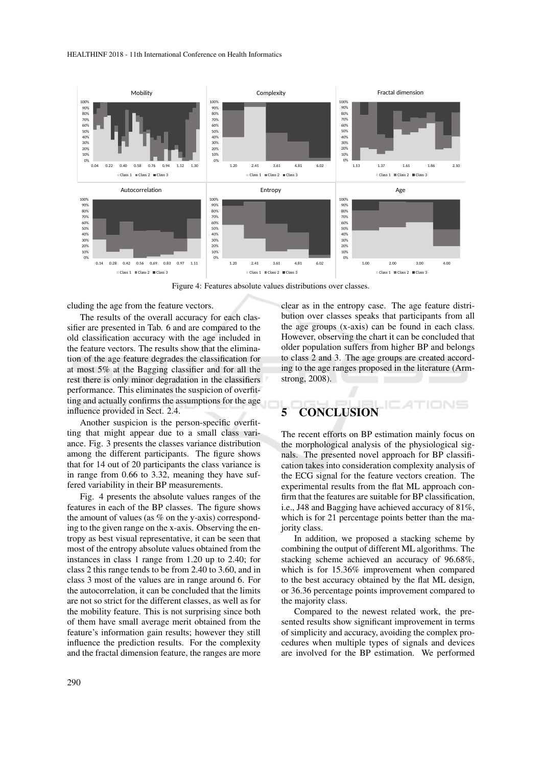Figure 4: Features absolute values distributions over classes.

cluding the age from the feature vectors.

The results of the overall accuracy for each classifier are presented in Tab. 6 and are compared to the old classification accuracy with the age included in the feature vectors. The results show that the elimination of the age feature degrades the classification for at most 5% at the Bagging classifier and for all the rest there is only minor degradation in the classifiers performance. This eliminates the suspicion of overfitting and actually confirms the assumptions for the age influence provided in Sect. 2.4.

Another suspicion is the person-specific overfitting that might appear due to a small class variance. Fig. 3 presents the classes variance distribution among the different participants. The figure shows that for 14 out of 20 participants the class variance is in range from 0.66 to 3.32, meaning they have suffered variability in their BP measurements.

Fig. 4 presents the absolute values ranges of the features in each of the BP classes. The figure shows the amount of values (as % on the y-axis) corresponding to the given range on the x-axis. Observing the entropy as best visual representative, it can be seen that most of the entropy absolute values obtained from the instances in class 1 range from 1.20 up to 2.40; for class 2 this range tends to be from 2.40 to 3.60, and in class 3 most of the values are in range around 6. For the autocorrelation, it can be concluded that the limits are not so strict for the different classes, as well as for the mobility feature. This is not surprising since both of them have small average merit obtained from the feature's information gain results; however they still influence the prediction results. For the complexity and the fractal dimension feature, the ranges are more clear as in the entropy case. The age feature distribution over classes speaks that participants from all the age groups (x-axis) can be found in each class. However, observing the chart it can be concluded that older population suffers from higher BP and belongs to class 2 and 3. The age groups are created according to the age ranges proposed in the literature (Armstrong, 2008).

## 5 CONCLUSION

The recent efforts on BP estimation mainly focus on the morphological analysis of the physiological signals. The presented novel approach for BP classification takes into consideration complexity analysis of the ECG signal for the feature vectors creation. The experimental results from the flat ML approach confirm that the features are suitable for BP classification, i.e., J48 and Bagging have achieved accuracy of 81%, which is for 21 percentage points better than the majority class.

In addition, we proposed a stacking scheme by combining the output of different ML algorithms. The stacking scheme achieved an accuracy of 96.68%, which is for 15.36% improvement when compared to the best accuracy obtained by the flat ML design, or 36.36 percentage points improvement compared to the majority class.

Compared to the newest related work, the presented results show significant improvement in terms of simplicity and accuracy, avoiding the complex procedures when multiple types of signals and devices are involved for the BP estimation. We performed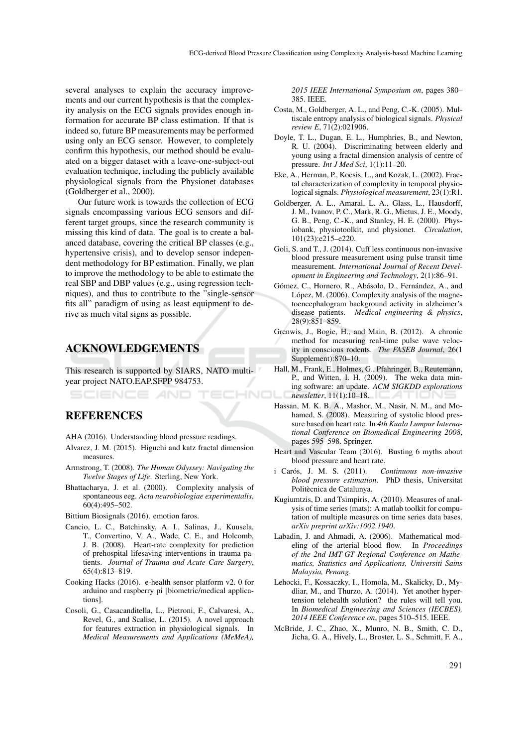several analyses to explain the accuracy improvements and our current hypothesis is that the complexity analysis on the ECG signals provides enough information for accurate BP class estimation. If that is indeed so, future BP measurements may be performed using only an ECG sensor. However, to completely confirm this hypothesis, our method should be evaluated on a bigger dataset with a leave-one-subject-out evaluation technique, including the publicly available physiological signals from the Physionet databases (Goldberger et al., 2000).

Our future work is towards the collection of ECG signals encompassing various ECG sensors and different target groups, since the research community is missing this kind of data. The goal is to create a balanced database, covering the critical BP classes (e.g., hypertensive crisis), and to develop sensor independent methodology for BP estimation. Finally, we plan to improve the methodology to be able to estimate the real SBP and DBP values (e.g., using regression techniques), and thus to contribute to the "single-sensor fits all" paradigm of using as least equipment to derive as much vital signs as possible.

## ACKNOWLEDGEMENTS

This research is supported by SIARS, NATO multi-year project NATO.EAP.SFPP 984753.

## REFERENCES

AHA (2016). Understanding blood pressure readings.

Alvarez, J. M. (2015). Higuchi and katz fractal dimension measures.

Armstrong, T. (2008). *The Human Odyssey: Navigating the Twelve Stages of Life*. Sterling, New York.

Bhattacharya, J. et al. (2000). Complexity analysis of spontaneous eeg. *Acta neurobiologiae experimentalis*, 60(4):495–502.

Bittium Biosignals (2016). emotion faros.

Cancio, L. C., Batchinsky, A. I., Salinas, J., Kuusela, T., Convertino, V. A., Wade, C. E., and Holcomb, J. B. (2008). Heart-rate complexity for prediction of prehospital lifesaving interventions in trauma patients. *Journal of Trauma and Acute Care Surgery*, 65(4):813–819.

Cooking Hacks (2016). e-health sensor platform v2. 0 for arduino and raspberry pi [biometric/medical applications].

Cosoli, G., Casacanditella, L., Pietroni, F., Calvaresi, A., Revel, G., and Scalise, L. (2015). A novel approach for features extraction in physiological signals. In *Medical Measurements and Applications (MeMeA), 2015 IEEE International Symposium on*, pages 380–385. IEEE.

Costa, M., Goldberger, A. L., and Peng, C.-K. (2005). Multiscale entropy analysis of biological signals. *Physical review E*, 71(2):021906.

Doyle, T. L., Dugan, E. L., Humphries, B., and Newton, R. U. (2004). Discriminating between elderly and young using a fractal dimension analysis of centre of pressure. *Int J Med Sci*, 1(1):11–20.

Eke, A., Herman, P., Kocsis, L., and Kozak, L. (2002). Fractal characterization of complexity in temporal physiological signals. *Physiological measurement*, 23(1):R1.

Goldberger, A. L., Amaral, L. A., Glass, L., Hausdorff, J. M., Ivanov, P. C., Mark, R. G., Mietus, J. E., Moody, G. B., Peng, C.-K., and Stanley, H. E. (2000). Physiobank, physiotoolkit, and physionet. *Circulation*, 101(23):e215–e220.

Goli, S. and T., J. (2014). Cuff less continuous non-invasive blood pressure measurement using pulse transit time measurement. *International Journal of Recent Development in Engineering and Technology*, 2(1):86–91.

Gómez, C., Hornero, R., Abásolo, D., Fernández, A., and López, M. (2006). Complexity analysis of the magnetoencephalogram background activity in alzheimer's disease patients. *Medical engineering & physics*, 28(9):851–859.

Grenwis, J., Bogie, H., and Main, B. (2012). A chronic method for measuring real-time pulse wave velocity in conscious rodents. *The FASEB Journal*, 26(1 Supplement):870–10.

Hall, M., Frank, E., Holmes, G., Pfahringer, B., Reutemann, P., and Witten, I. H. (2009). The weka data mining software: an update. *ACM SIGKDD explorations newsletter*, 11(1):10–18.

Hassan, M. K. B. A., Mashor, M., Nasir, N. M., and Mohamed, S. (2008). Measuring of systolic blood pressure based on heart rate. In *4th Kuala Lumpur International Conference on Biomedical Engineering 2008*, pages 595–598. Springer.

Heart and Vascular Team (2016). Busting 6 myths about blood pressure and heart rate.

i Carós, J. M. S. (2011). *Continuous non-invasive blood pressure estimation*. PhD thesis, Universitat Politècnica de Catalunya.

Kugiumtzis, D. and Tsimpiris, A. (2010). Measures of analysis of time series (mats): A matlab toolkit for computation of multiple measures on time series data bases. *arXiv preprint arXiv:1002.1940*.

Labadin, J. and Ahmadi, A. (2006). Mathematical modeling of the arterial blood flow. In *Proceedings of the 2nd IMT-GT Regional Conference on Mathematics, Statistics and Applications, Universiti Sains Malaysia, Penang*.

Lehocki, F., Kossaczky, I., Homola, M., Skalicky, D., Mydliar, M., and Thurzo, A. (2014). Yet another hypertension telehealth solution? the rules will tell you. In *Biomedical Engineering and Sciences (IECBES), 2014 IEEE Conference on*, pages 510–515. IEEE.

McBride, J. C., Zhao, X., Munro, N. B., Smith, C. D., Jicha, G. A., Hively, L., Broster, L. S., Schmitt, F. A.,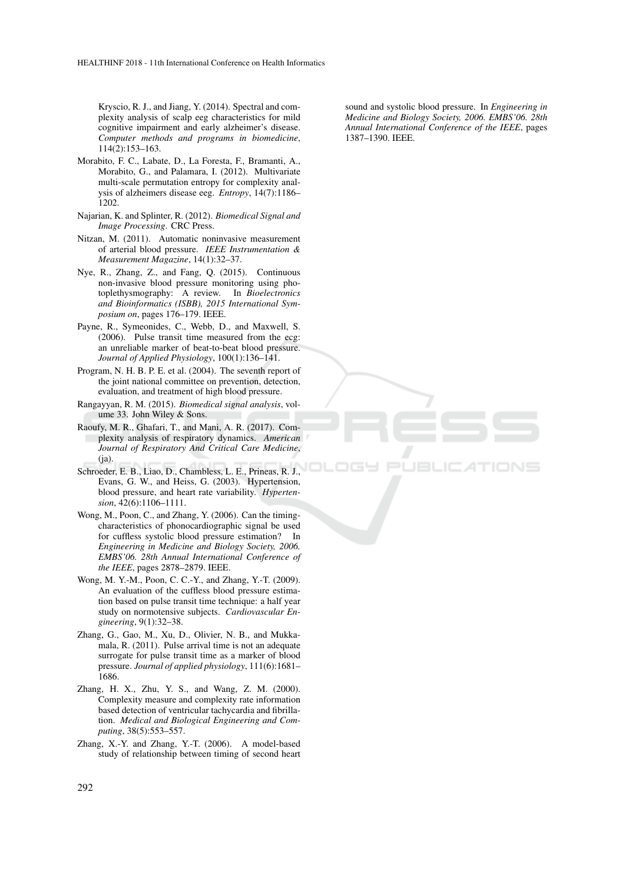Kryscio, R. J., and Jiang, Y. (2014). Spectral and complexity analysis of scalp eeg characteristics for mild cognitive impairment and early alzheimer's disease. *Computer methods and programs in biomedicine*, 114(2):153–163.

Morabito, F. C., Labate, D., La Foresta, F., Bramanti, A., Morabito, G., and Palamara, I. (2012). Multivariate multi-scale permutation entropy for complexity analysis of alzheimers disease eeg. *Entropy*, 14(7):1186–1202.

Najarian, K. and Splinter, R. (2012). *Biomedical Signal and Image Processing*. CRC Press.

Nitzan, M. (2011). Automatic noninvasive measurement of arterial blood pressure. *IEEE Instrumentation & Measurement Magazine*, 14(1):32–37.

Nye, R., Zhang, Z., and Fang, Q. (2015). Continuous non-invasive blood pressure monitoring using photoplethysmography: A review. In *Bioelectronics and Bioinformatics (ISBB), 2015 International Symposium on*, pages 176–179. IEEE.

Payne, R., Symeonides, C., Webb, D., and Maxwell, S. (2006). Pulse transit time measured from the ecg: an unreliable marker of beat-to-beat blood pressure. *Journal of Applied Physiology*, 100(1):136–141.

Program, N. H. B. P. E. et al. (2004). The seventh report of the joint national committee on prevention, detection, evaluation, and treatment of high blood pressure.

Rangayyan, R. M. (2015). *Biomedical signal analysis*, volume 33. John Wiley & Sons.

Raoufy, M. R., Ghafari, T., and Mani, A. R. (2017). Complexity analysis of respiratory dynamics. *American Journal of Respiratory And Critical Care Medicine*, (ja).

Schroeder, E. B., Liao, D., Chambless, L. E., Prineas, R. J., Evans, G. W., and Heiss, G. (2003). Hypertension, blood pressure, and heart rate variability. *Hypertension*, 42(6):1106–1111.

Wong, M., Poon, C., and Zhang, Y. (2006). Can the timing-characteristics of phonocardiographic signal be used for cuffless systolic blood pressure estimation? In *Engineering in Medicine and Biology Society, 2006. EMBS'06. 28th Annual International Conference of the IEEE*, pages 2878–2879. IEEE.

Wong, M. Y.-M., Poon, C. C.-Y., and Zhang, Y.-T. (2009). An evaluation of the cuffless blood pressure estimation based on pulse transit time technique: a half year study on normotensive subjects. *Cardiovascular Engineering*, 9(1):32–38.

Zhang, G., Gao, M., Xu, D., Olivier, N. B., and Mukkamala, R. (2011). Pulse arrival time is not an adequate surrogate for pulse transit time as a marker of blood pressure. *Journal of applied physiology*, 111(6):1681–1686.

Zhang, H. X., Zhu, Y. S., and Wang, Z. M. (2000). Complexity measure and complexity rate information based detection of ventricular tachycardia and fibrillation. *Medical and Biological Engineering and Computing*, 38(5):553–557.

Zhang, X.-Y. and Zhang, Y.-T. (2006). A model-based study of relationship between timing of second heart sound and systolic blood pressure. In *Engineering in Medicine and Biology Society, 2006. EMBS'06. 28th Annual International Conference of the IEEE*, pages 1387–1390. IEEE.